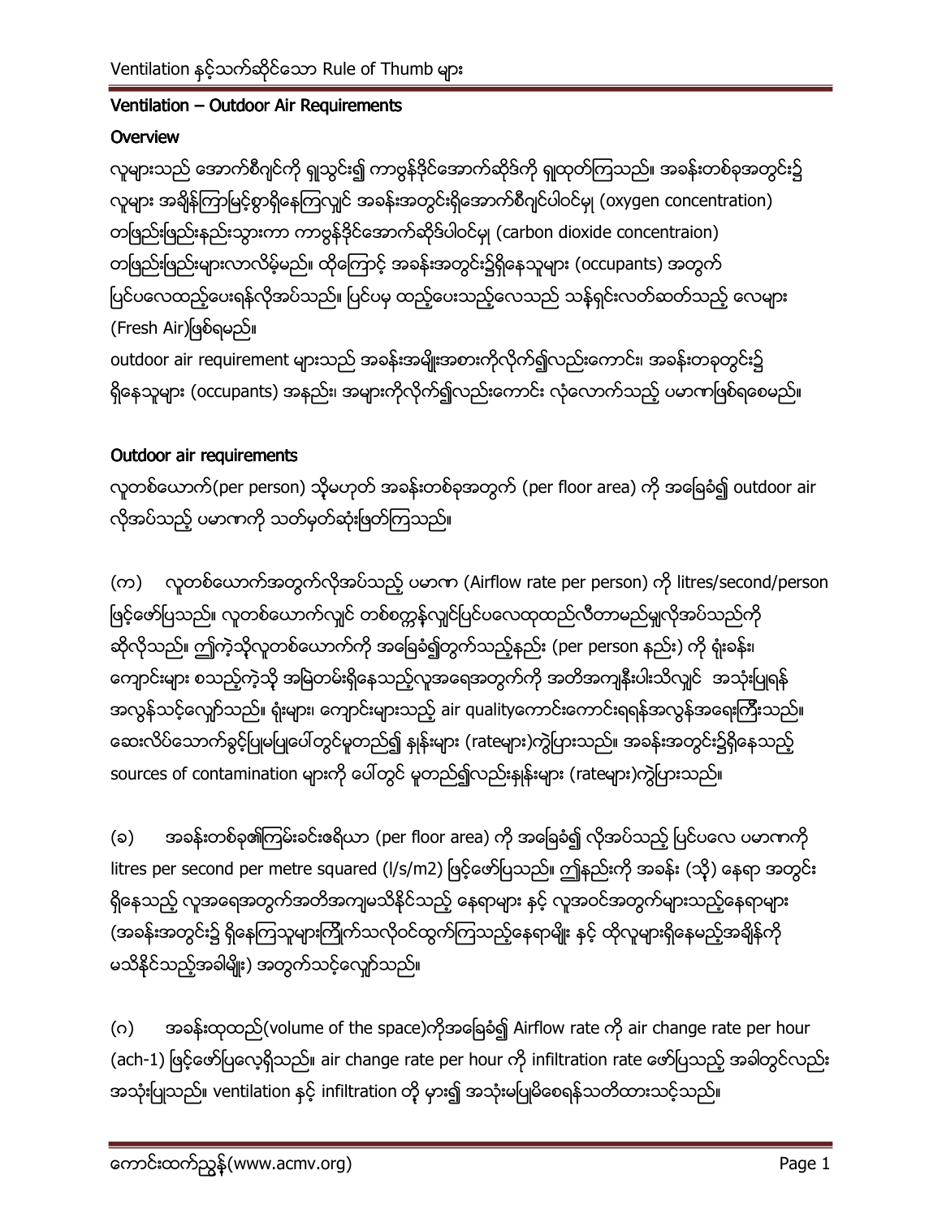## Ventilation – Outdoor Air Requirements

### Overview

လူများသည် အောက်စီဂျင်ကို ရှုသွင်း၍ ကာဗွန်ဒိုင်အောက်ဆိုဒ်ကို ရှုထုတ်ကြသည်။ အခန်းတစ်ခုအတွင်း၌ လူများ အချိန်ကြာမြင့်စွာရှိနေကြလျှင် အခန်းအတွင်းရှိအောက်စီဂျင်ပါဝင်မှု (oxygen concentration) တဖြည်းဖြည်းနည်းသွားကာ ကာဗွန်ဒိုင်အောက်ဆိုဒ်ပါဝင်မှု (carbon dioxide concentraion) တဖြည်းဖြည်းများလာလိမ့်မည်။ ထို့ကြောင့် အခန်းအတွင်း၌ရှိနေသူများ (occupants) အတွက် ပြင်ပလေထည့်ပေးရန်လိုအပ်သည်။ ပြင်ပမှ ထည့်ပေးသည့်လေသည် သန့်ရှင်းလတ်ဆတ်သည့် လေများ (Fresh Air)ဖြစ်ရမည်။

outdoor air requirement များသည် အခန်းအမျိုးအစားကိုလိုက်၍လည်းကောင်း၊ အခန်းတခုတွင်း၌ ရှိနေသူများ (occupants) အနည်း၊ အများကိုလိုက်၍လည်းကောင်း လုံလောက်သည့် ပမာဏဖြစ်ရစေမည်။

### Outdoor air requirements

လူတစ်ယောက်(per person) သို့မဟုတ် အခန်းတစ်ခုအတွက် (per floor area) ကို အခြေခံ၍ outdoor air လိုအပ်သည့် ပမာဏကို သတ်မှတ်ဆုံးဖြတ်ကြသည်။

(က) လူတစ်ယောက်အတွက်လိုအပ်သည့် ပမာဏ (Airflow rate per person) ကို litres/second/person ဖြင့်ဖော်ပြသည်။ လူတစ်ယောက်လျှင် တစ်စက္ကန့်လျှင်ပြင်ပလေထုထည်လီတာမည်မျှလိုအပ်သည်ကို ဆိုလိုသည်။ ဤကဲ့သို့လူတစ်ယောက်ကို အခြေခံ၍တွက်သည့်နည်း (per person နည်း) ကို ရုံးခန်း၊ ကျောင်းများ စသည့်ကဲ့သို့ အမြဲတမ်းရှိနေသည့်လူအရေအတွက်ကို အတိအကျနီးပါးသိလျှင် အသုံးပြုရန် အလွန်သင့်လျော်သည်။ ရုံးများ၊ ကျောင်းများသည့် air qualityကောင်းကောင်းရရန်အလွန်အရေးကြီးသည်။ ဆေးလိပ်သောက်ခွင့်ပြုမပြုပေါ်တွင်မူတည်၍ နှုန်းများ (rateများ)ကွဲပြားသည်။ အခန်းအတွင်း၌ရှိနေသည့် sources of contamination များကို ပေါ်တွင် မူတည်၍လည်းနှုန်းများ (rateများ)ကွဲပြားသည်။

(ခ) အခန်းတစ်ခု၏ကြမ်းခင်းဧရိယာ (per floor area) ကို အခြေခံ၍ လိုအပ်သည့် ပြင်ပလေ ပမာဏကို litres per second per metre squared (l/s/m2) ဖြင့်ဖော်ပြသည်။ ဤနည်းကို အခန်း (သို့) နေရာ အတွင်း ရှိနေသည့် လူအရေအတွက်အတိအကျမသိနိုင်သည့် နေရာများ နှင့် လူအဝင်အထွက်များသည့်နေရာများ (အခန်းအတွင်း၌ ရှိနေကြသူများကြိုက်သလိုဝင်ထွက်ကြသည့်နေရာမျိုး နှင့် ထိုလူများရှိနေမည့်အချိန်ကို မသိနိုင်သည့်အခါမျိုး) အတွက်သင့်လျော်သည်။

(ဂ) အခန်းထုထည်(volume of the space)ကိုအခြေခံ၍ Airflow rate ကို air change rate per hour (ach-1) ဖြင့်ဖော်ပြလေ့ရှိသည်။ air change rate per hour ကို infiltration rate ဖော်ပြသည့် အခါတွင်လည်း အသုံးပြုသည်။ ventilation နှင့် infiltration တို့ မှား၍ အသုံးမပြုမိစေရန်သတိထားသင့်သည်။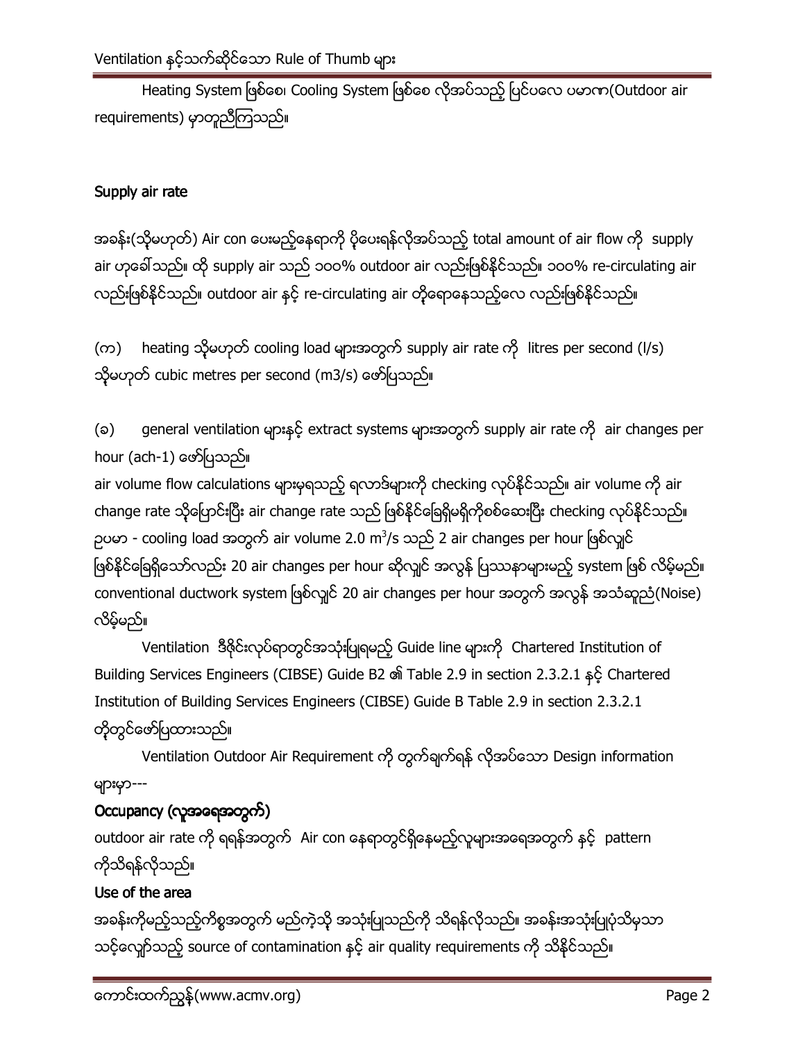Heating System ဖြစ်စေ၊ Cooling System ဖြစ်စေ လိုအပ်သည့် ပြင်ပလေ ပမာဏ(Outdoor air requirements) မှာတူညီကြသည်။

## Supply air rate

အခန်း(သို့မဟုတ်) Air con ပေးမည့်နေရာကို ပို့ပေးရန်လိုအပ်သည့် total amount of air flow ကို supply air ဟုခေါ်သည်။ ထို supply air သည် ၁၀၀% outdoor air လည်းဖြစ်နိုင်သည်။ ၁၀၀% re-circulating air လည်းဖြစ်နိုင်သည်။ outdoor air နှင့် re-circulating air တို့ရောနေသည့်လေ လည်းဖြစ်နိုင်သည်။

(က) heating သို့မဟုတ် cooling load များအတွက် supply air rate ကို litres per second (l/s) သို့မဟုတ် cubic metres per second (m3/s) ဖော်ပြသည်။

(ခ) general ventilation များနှင့် extract systems များအတွက် supply air rate ကို air changes per hour (ach-1) ဖော်ပြသည်။

air volume flow calculations များမှရသည့် ရလာဒ်များကို checking လုပ်နိုင်သည်။ air volume ကို air change rate သို့ပြောင်းပြီး air change rate သည် ဖြစ်နိုင်ခြေရှိမရှိကိုစစ်ဆေးပြီး checking လုပ်နိုင်သည်။ ဥပမာ - cooling load အတွက် air volume 2.0 $m^3$/s သည် 2 air changes per hour ဖြစ်လျှင် ဖြစ်နိုင်ခြေရှိသော်လည်း 20 air changes per hour ဆိုလျှင် အလွန် ပြဿနာများမည့် system ဖြစ် လိမ့်မည်။ conventional ductwork system ဖြစ်လျှင် 20 air changes per hour အတွက် အလွန် အသံဆူညံ(Noise) လိမ့်မည်။

Ventilation ဒီဇိုင်းလုပ်ရာတွင်အသုံးပြုရမည့် Guide line များကို Chartered Institution of Building Services Engineers (CIBSE) Guide B2 ၏ Table 2.9 in section 2.3.2.1 နှင့် Chartered Institution of Building Services Engineers (CIBSE) Guide B Table 2.9 in section 2.3.2.1 တို့တွင်ဖော်ပြထားသည်။

Ventilation Outdoor Air Requirement ကို တွက်ချက်ရန် လိုအပ်သော Design information များမှာ---

**Occupancy (လူအရေအတွက်)**

outdoor air rate ကို ရရန်အတွက် Air con နေရာတွင်ရှိနေမည့်လူများအရေအတွက် နှင့် pattern ကိုသိရန်လိုသည်။

**Use of the area**

အခန်းကိုမည့်သည့်ကိစ္စအတွက် မည်ကဲ့သို့ အသုံးပြုသည်ကို သိရန်လိုသည်။ အခန်းအသုံးပြုပုံသိမှသာ သင့်လျော်သည့် source of contamination နှင့် air quality requirements ကို သိနိုင်သည်။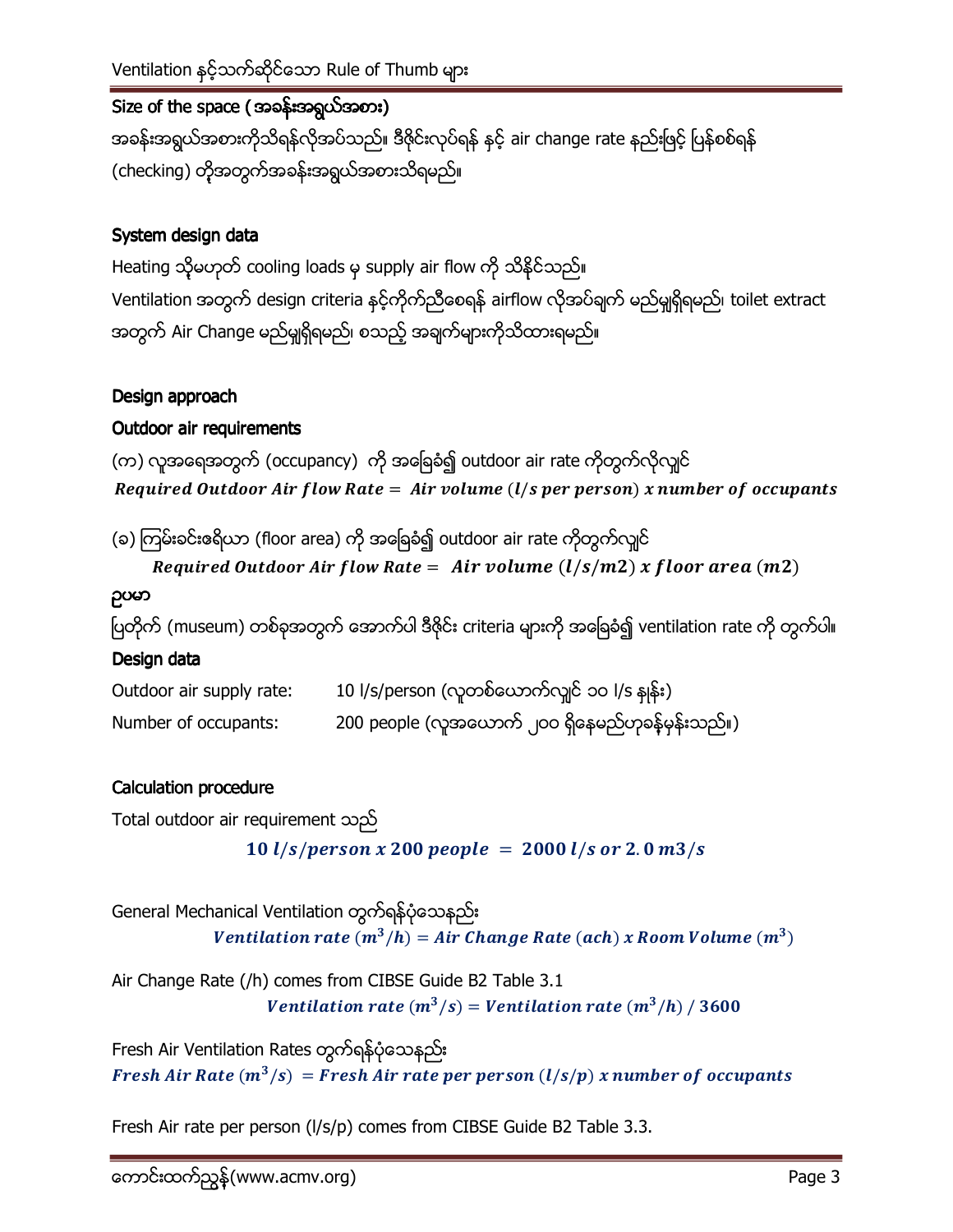## Size of the space (အခန်းအရွယ်အစား)

အခန်းအရွယ်အစားကိုသိရန်လိုအပ်သည်။ ဒီဇိုင်းလုပ်ရန် နှင့် air change rate နည်းဖြင့် ပြန်စစ်ရန် (checking) တို့အတွက်အခန်းအရွယ်အစားသိရမည်။

## System design data

Heating သို့မဟုတ် cooling loads မှ supply air flow ကို သိနိုင်သည်။

Ventilation အတွက် design criteria နှင့်ကိုက်ညီစေရန် airflow လိုအပ်ချက် မည်မျှရှိရမည်၊ toilet extract အတွက် Air Change မည်မျှရှိရမည်၊ စသည့် အချက်များကိုသိထားရမည်။

## Design approach

### Outdoor air requirements

(က) လူအရေအတွက် (occupancy) ကို အခြေခံ၍ outdoor air rate ကိုတွက်လိုလျှင်

$$\textit{Required Outdoor Air flow Rate} = \textit{Air volume } (l/s \textit{ per person}) \textit{ x number of occupants}$$

(ခ) ကြမ်းခင်းဧရိယာ (floor area) ကို အခြေခံ၍ outdoor air rate ကိုတွက်လျှင်

$$\textit{Required Outdoor Air flow Rate} = \textit{Air volume } (l/s/m2) \textit{ x floor area } (m2)$$

### ဥပမာ

ပြတိုက် (museum) တစ်ခုအတွက် အောက်ပါ ဒီဇိုင်း criteria များကို အခြေခံ၍ ventilation rate ကို တွက်ပါ။

### Design data

| | |
|---|---|
| Outdoor air supply rate: | 10 l/s/person (လူတစ်ယောက်လျှင် ၁၀ l/s နှုန်း) |
| Number of occupants: | 200 people (လူအယောက် ၂၀၀ ရှိနေမည်ဟုခန့်မှန်းသည်။) |

### Calculation procedure

Total outdoor air requirement သည်

$$\mathbf{10\ l/s/person\ x\ 200\ people\ =\ 2000\ l/s\ or\ 2.0\ m3/s}$$

General Mechanical Ventilation တွက်ရန်ပုံသေနည်း

$$\textit{Ventilation rate } (m^3/h) = \textit{Air Change Rate } (ach) \textit{ x Room Volume } (m^3)$$

Air Change Rate (/h) comes from CIBSE Guide B2 Table 3.1

$$\textit{Ventilation rate } (m^3/s) = \textit{Ventilation rate } (m^3/h)\ /\ 3600$$

Fresh Air Ventilation Rates တွက်ရန်ပုံသေနည်း

$$\textit{Fresh Air Rate } (m^3/s) = \textit{Fresh Air rate per person } (l/s/p) \textit{ x number of occupants}$$

Fresh Air rate per person (l/s/p) comes from CIBSE Guide B2 Table 3.3.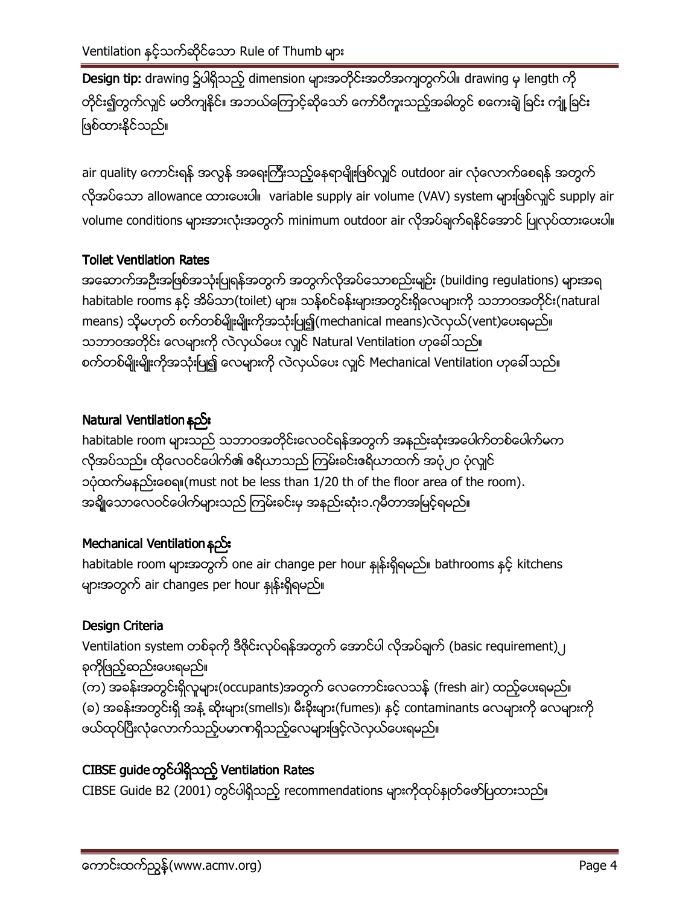**Design tip:** drawing ၌ပါရှိသည့် dimension များအတိုင်းအတိအကျတွက်ပါ။ drawing မှ length ကို တိုင်း၍တွက်လျှင် မတိကျနိုင်။ အဘယ်ကြောင့်ဆိုသော် ကော်ပီကူးသည့်အခါတွင် စကေးချဲ့ခြင်း ကျုံ့ခြင်း ဖြစ်ထားနိုင်သည်။

air quality ကောင်းရန် အလွန် အရေးကြီးသည့်နေရာမျိုးဖြစ်လျှင် outdoor air လုံလောက်စေရန် အတွက် လိုအပ်သော allowance ထားပေးပါ။ variable supply air volume (VAV) system များဖြစ်လျှင် supply air volume conditions များအားလုံးအတွက် minimum outdoor air လိုအပ်ချက်ရနိုင်အောင် ပြုလုပ်ထားပေးပါ။

## Toilet Ventilation Rates

အဆောက်အဦးအဖြစ်အသုံးပြုရန်အတွက် အတွက်လိုအပ်သောစည်းမျဉ်း (building regulations) များအရ habitable rooms နှင့် အိမ်သာ(toilet) များ၊ သန့်စင်ခန်းများအတွင်းရှိလေများကို သဘာဝအတိုင်း(natural means) သို့မဟုတ် စက်တစ်မျိုးမျိုးကိုအသုံးပြု၍(mechanical means)လဲလှယ်(vent)ပေးရမည်။ သဘာဝအတိုင်း လေများကို လဲလှယ်ပေး လျှင် Natural Ventilation ဟုခေါ်သည်။ စက်တစ်မျိုးမျိုးကိုအသုံးပြု၍ လေများကို လဲလှယ်ပေး လျှင် Mechanical Ventilation ဟုခေါ်သည်။

## Natural Ventilation နည်း

habitable room များသည် သဘာဝအတိုင်းလေဝင်ရန်အတွက် အနည်းဆုံးအပေါက်တစ်ပေါက်မက လိုအပ်သည်။ ထိုလေဝင်ပေါက်၏ ဧရိယာသည် ကြမ်းခင်းဧရိယာထက် အပုံ၂၀ ပုံလျှင် ၁ပုံထက်မနည်းစေရ။(must not be less than 1/20 th of the floor area of the room). အချို့သောလေဝင်ပေါက်များသည် ကြမ်းခင်းမှ အနည်းဆုံး၁.၇မီတာအမြင့်ရမည်။

## Mechanical Ventilation နည်း

habitable room များအတွက် one air change per hour နှုန်းရှိရမည်။ bathrooms နှင့် kitchens များအတွက် air changes per hour နှုန်းရှိရမည်။

## Design Criteria

Ventilation system တစ်ခုကို ဒီဇိုင်းလုပ်ရန်အတွက် အောင်ပါ လိုအပ်ချက် (basic requirement)၂ ခုကိုဖြည့်ဆည်းပေးရမည်။

(က) အခန်းအတွင်းရှိလူများ(occupants)အတွက် လေကောင်းလေသန့် (fresh air) ထည့်ပေးရမည်။

(ခ) အခန်းအတွင်းရှိ အနံ့ဆိုးများ(smells)၊ မီးခိုးများ(fumes)၊ နှင့် contaminants လေများကို လေများကို ဖယ်ထုတ်ပြီးလုံလောက်သည့်ပမာဏရှိသည့်လေများဖြင့်လဲလှယ်ပေးရမည်။

## CIBSE guide တွင်ပါရှိသည့် Ventilation Rates

CIBSE Guide B2 (2001) တွင်ပါရှိသည့် recommendations များကိုထုပ်နှုတ်ဖော်ပြထားသည်။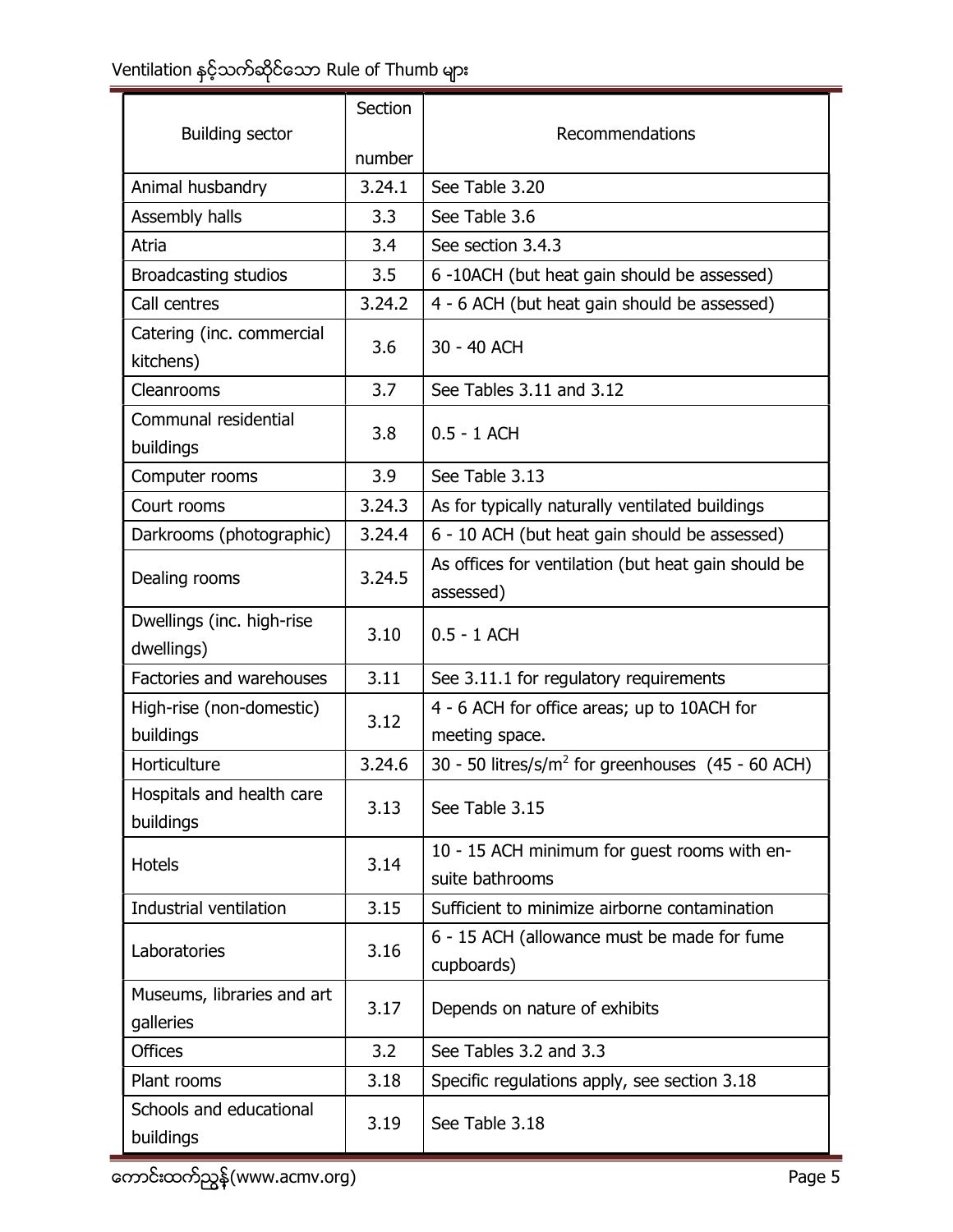| Building sector | Section number | Recommendations |
|---|---|---|
| Animal husbandry | 3.24.1 | See Table 3.20 |
| Assembly halls | 3.3 | See Table 3.6 |
| Atria | 3.4 | See section 3.4.3 |
| Broadcasting studios | 3.5 | 6 -10ACH (but heat gain should be assessed) |
| Call centres | 3.24.2 | 4 - 6 ACH (but heat gain should be assessed) |
| Catering (inc. commercial kitchens) | 3.6 | 30 - 40 ACH |
| Cleanrooms | 3.7 | See Tables 3.11 and 3.12 |
| Communal residential buildings | 3.8 | 0.5 - 1 ACH |
| Computer rooms | 3.9 | See Table 3.13 |
| Court rooms | 3.24.3 | As for typically naturally ventilated buildings |
| Darkrooms (photographic) | 3.24.4 | 6 - 10 ACH (but heat gain should be assessed) |
| Dealing rooms | 3.24.5 | As offices for ventilation (but heat gain should be assessed) |
| Dwellings (inc. high-rise dwellings) | 3.10 | 0.5 - 1 ACH |
| Factories and warehouses | 3.11 | See 3.11.1 for regulatory requirements |
| High-rise (non-domestic) buildings | 3.12 | 4 - 6 ACH for office areas; up to 10ACH for meeting space. |
| Horticulture | 3.24.6 | 30 - 50 litres/s/m$^2$ for greenhouses (45 - 60 ACH) |
| Hospitals and health care buildings | 3.13 | See Table 3.15 |
| Hotels | 3.14 | 10 - 15 ACH minimum for guest rooms with en-suite bathrooms |
| Industrial ventilation | 3.15 | Sufficient to minimize airborne contamination |
| Laboratories | 3.16 | 6 - 15 ACH (allowance must be made for fume cupboards) |
| Museums, libraries and art galleries | 3.17 | Depends on nature of exhibits |
| Offices | 3.2 | See Tables 3.2 and 3.3 |
| Plant rooms | 3.18 | Specific regulations apply, see section 3.18 |
| Schools and educational buildings | 3.19 | See Table 3.18 |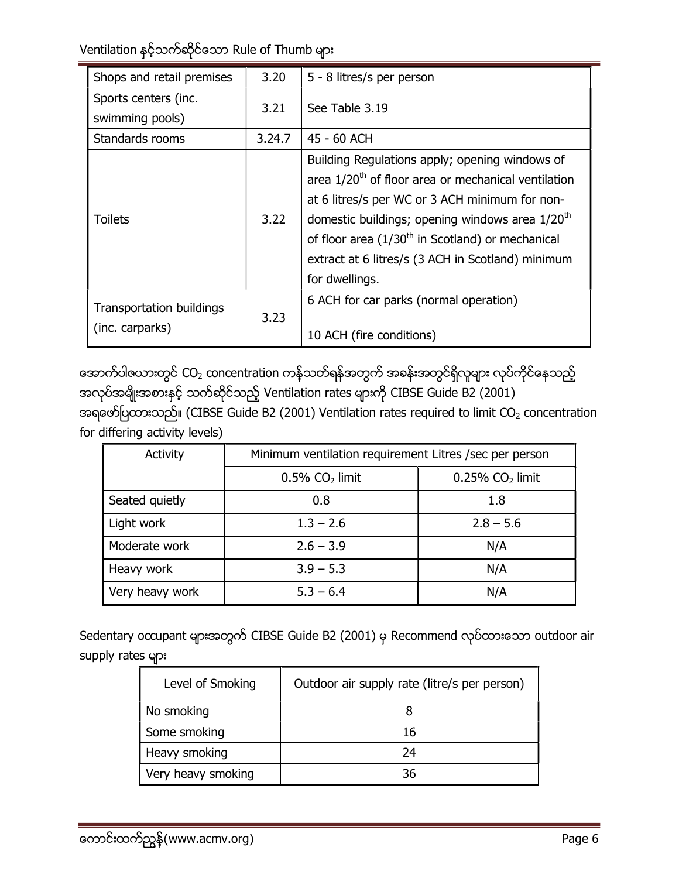| Shops and retail premises | 3.20 | 5 - 8 litres/s per person |
|---|---|---|
| Sports centers (inc. swimming pools) | 3.21 | See Table 3.19 |
| Standards rooms | 3.24.7 | 45 - 60 ACH |
| Toilets | 3.22 | Building Regulations apply; opening windows of area 1/20th of floor area or mechanical ventilation at 6 litres/s per WC or 3 ACH minimum for non-domestic buildings; opening windows area 1/20th of floor area (1/30th in Scotland) or mechanical extract at 6 litres/s (3 ACH in Scotland) minimum for dwellings. |
| Transportation buildings (inc. carparks) | 3.23 | 6 ACH for car parks (normal operation)<br><br>10 ACH (fire conditions) |

အောက်ပါဇယားတွင် $CO_2$ concentration ကန့်သတ်ရန်အတွက် အခန်းအတွင်ရှိလူများ လုပ်ကိုင်နေသည့် အလုပ်အမျိုးအစားနှင့် သက်ဆိုင်သည့် Ventilation rates များကို CIBSE Guide B2 (2001) အရဖော်ပြထားသည်။ (CIBSE Guide B2 (2001) Ventilation rates required to limit $CO_2$ concentration for differing activity levels)

| Activity | Minimum ventilation requirement Litres /sec per person | |
|---|---|---|
| | 0.5% $CO_2$ limit | 0.25% $CO_2$ limit |
| Seated quietly | 0.8 | 1.8 |
| Light work | 1.3 – 2.6 | 2.8 – 5.6 |
| Moderate work | 2.6 – 3.9 | N/A |
| Heavy work | 3.9 – 5.3 | N/A |
| Very heavy work | 5.3 – 6.4 | N/A |

Sedentary occupant များအတွက် CIBSE Guide B2 (2001) မှ Recommend လုပ်ထားသော outdoor air supply rates များ

| Level of Smoking | Outdoor air supply rate (litre/s per person) |
|---|---|
| No smoking | 8 |
| Some smoking | 16 |
| Heavy smoking | 24 |
| Very heavy smoking | 36 |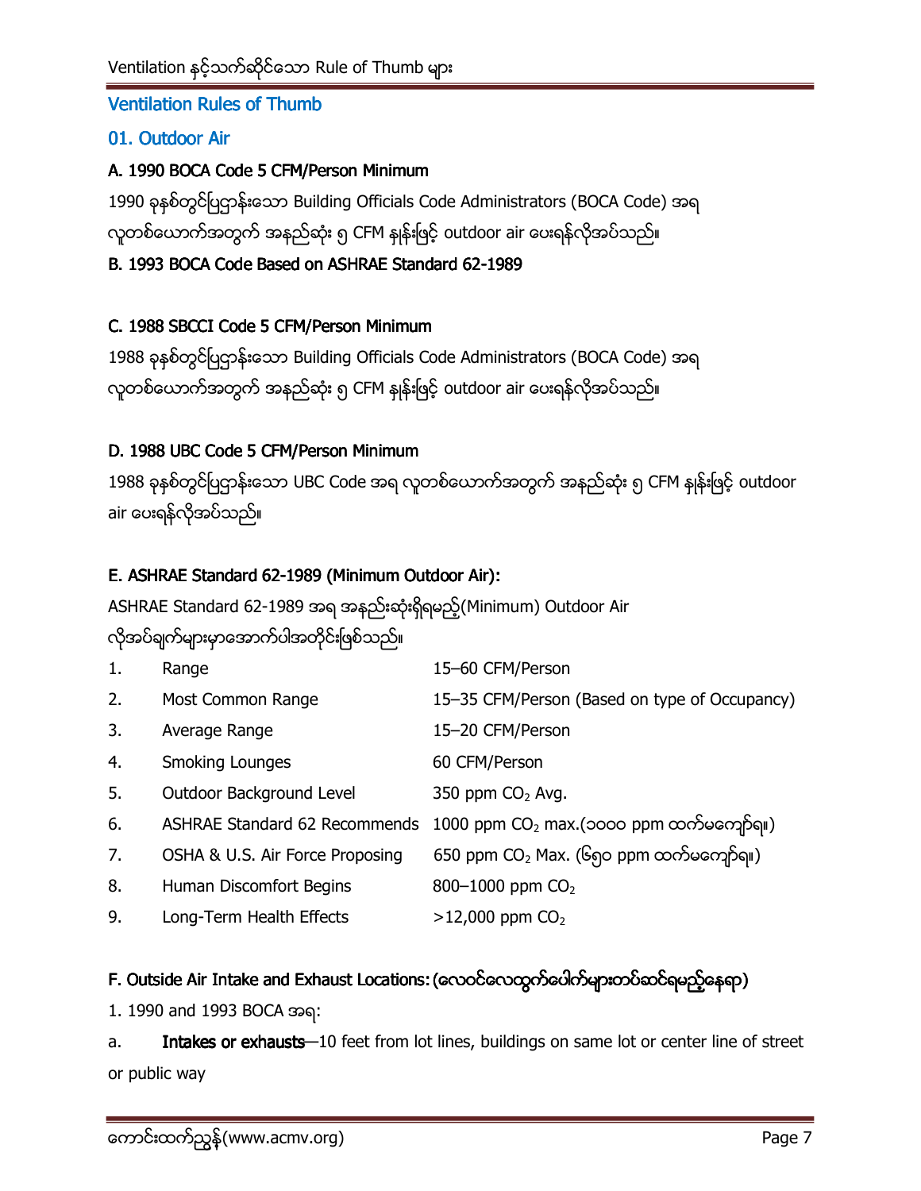## Ventilation Rules of Thumb

### 01. Outdoor Air

**A. 1990 BOCA Code 5 CFM/Person Minimum**

1990 ခုနှစ်တွင်ပြဌာန်းသော Building Officials Code Administrators (BOCA Code) အရ လူတစ်ယောက်အတွက် အနည်းဆုံး ၅ CFM နှုန်းဖြင့် outdoor air ပေးရန်လိုအပ်သည်။

**B. 1993 BOCA Code Based on ASHRAE Standard 62-1989**

**C. 1988 SBCCI Code 5 CFM/Person Minimum**

1988 ခုနှစ်တွင်ပြဌာန်းသော Building Officials Code Administrators (BOCA Code) အရ လူတစ်ယောက်အတွက် အနည်းဆုံး ၅ CFM နှုန်းဖြင့် outdoor air ပေးရန်လိုအပ်သည်။

**D. 1988 UBC Code 5 CFM/Person Minimum**

1988 ခုနှစ်တွင်ပြဌာန်းသော UBC Code အရ လူတစ်ယောက်အတွက် အနည်းဆုံး ၅ CFM နှုန်းဖြင့် outdoor air ပေးရန်လိုအပ်သည်။

**E. ASHRAE Standard 62-1989 (Minimum Outdoor Air):**

ASHRAE Standard 62-1989 အရ အနည်းဆုံးရှိရမည့်(Minimum) Outdoor Air လိုအပ်ချက်များမှာအောက်ပါအတိုင်းဖြစ်သည်။

| No. | Item | Value |
|---|---|---|
| 1. | Range | 15–60 CFM/Person |
| 2. | Most Common Range | 15–35 CFM/Person (Based on type of Occupancy) |
| 3. | Average Range | 15–20 CFM/Person |
| 4. | Smoking Lounges | 60 CFM/Person |
| 5. | Outdoor Background Level | 350 ppm $CO_2$ Avg. |
| 6. | ASHRAE Standard 62 Recommends | 1000 ppm $CO_2$ max.(၁၀၀၀ ppm ထက်မကျော်ရ။) |
| 7. | OSHA & U.S. Air Force Proposing | 650 ppm $CO_2$ Max. (၆၅၀ ppm ထက်မကျော်ရ။) |
| 8. | Human Discomfort Begins | 800–1000 ppm $CO_2$ |
| 9. | Long-Term Health Effects | >12,000 ppm $CO_2$ |

**F. Outside Air Intake and Exhaust Locations: (လေဝင်လေထွက်ပေါက်များတပ်ဆင်ရမည့်နေရာ)**

1. 1990 and 1993 BOCA အရ:

a. **Intakes or exhausts**—10 feet from lot lines, buildings on same lot or center line of street or public way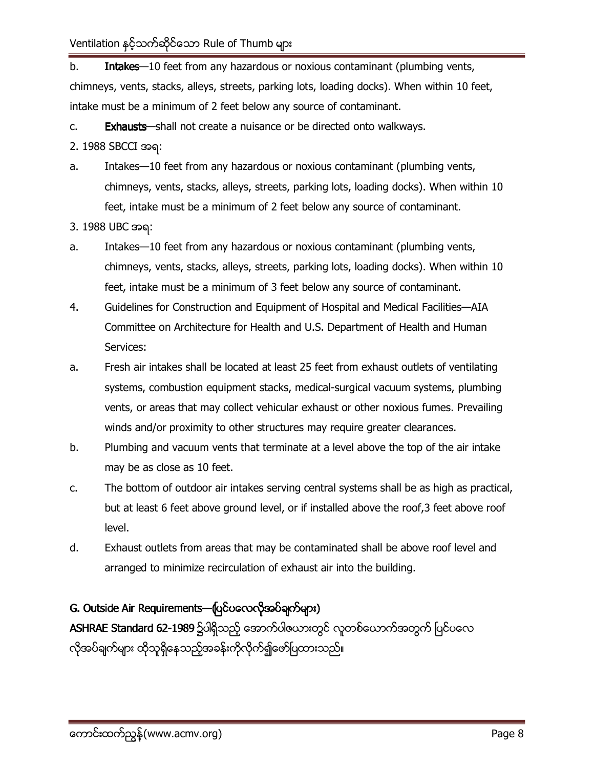b. **Intakes**—10 feet from any hazardous or noxious contaminant (plumbing vents, chimneys, vents, stacks, alleys, streets, parking lots, loading docks). When within 10 feet, intake must be a minimum of 2 feet below any source of contaminant.

c. **Exhausts**—shall not create a nuisance or be directed onto walkways.

2. 1988 SBCCI အရ:

a. Intakes—10 feet from any hazardous or noxious contaminant (plumbing vents, chimneys, vents, stacks, alleys, streets, parking lots, loading docks). When within 10 feet, intake must be a minimum of 2 feet below any source of contaminant.

3. 1988 UBC အရ:

a. Intakes—10 feet from any hazardous or noxious contaminant (plumbing vents, chimneys, vents, stacks, alleys, streets, parking lots, loading docks). When within 10 feet, intake must be a minimum of 3 feet below any source of contaminant.

4. Guidelines for Construction and Equipment of Hospital and Medical Facilities—AIA Committee on Architecture for Health and U.S. Department of Health and Human Services:

a. Fresh air intakes shall be located at least 25 feet from exhaust outlets of ventilating systems, combustion equipment stacks, medical-surgical vacuum systems, plumbing vents, or areas that may collect vehicular exhaust or other noxious fumes. Prevailing winds and/or proximity to other structures may require greater clearances.

b. Plumbing and vacuum vents that terminate at a level above the top of the air intake may be as close as 10 feet.

c. The bottom of outdoor air intakes serving central systems shall be as high as practical, but at least 6 feet above ground level, or if installed above the roof,3 feet above roof level.

d. Exhaust outlets from areas that may be contaminated shall be above roof level and arranged to minimize recirculation of exhaust air into the building.

## G. Outside Air Requirements—(ပြင်ပလေလိုအပ်ချက်များ)

**ASHRAE Standard 62-1989** ၌ပါရှိသည့် အောက်ပါဇယားတွင် လူတစ်ယောက်အတွက် ပြင်ပလေ လိုအပ်ချက်များ ထိုသူရှိနေသည့်အခန်းကိုလိုက်၍ဖော်ပြထားသည်။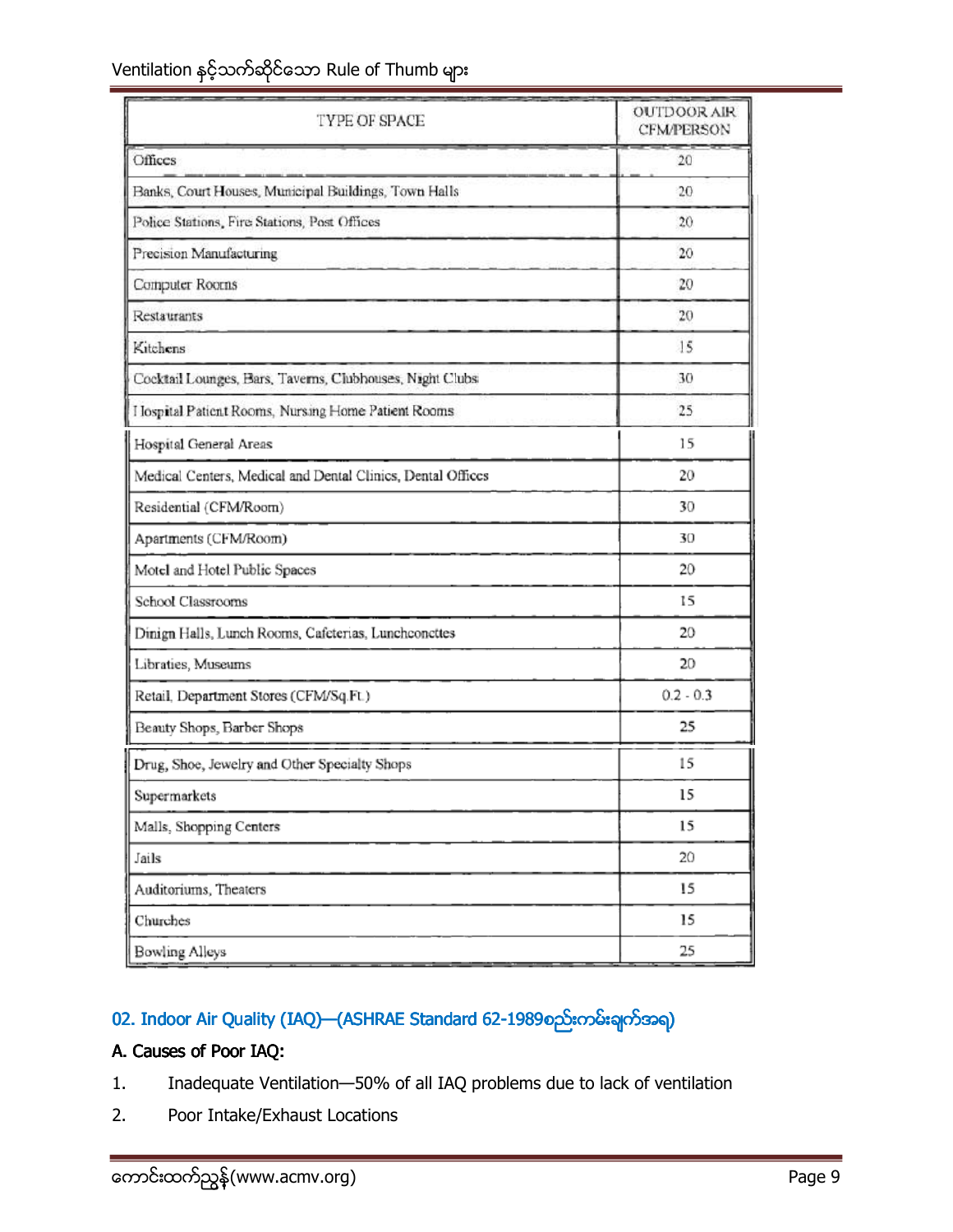| TYPE OF SPACE | OUTDOOR AIR CFM/PERSON |
|---|---|
| Offices | 20 |
| Banks, Court Houses, Municipal Buildings, Town Halls | 20 |
| Police Stations, Fire Stations, Post Offices | 20 |
| Precision Manufacturing | 20 |
| Computer Rooms | 20 |
| Restaurants | 20 |
| Kitchens | 15 |
| Cocktail Lounges, Bars, Taverns, Clubhouses, Night Clubs | 30 |
| Hospital Patient Rooms, Nursing Home Patient Rooms | 25 |
| Hospital General Areas | 15 |
| Medical Centers, Medical and Dental Clinics, Dental Offices | 20 |
| Residential (CFM/Room) | 30 |
| Apartments (CFM/Room) | 30 |
| Motel and Hotel Public Spaces | 20 |
| School Classrooms | 15 |
| Dinign Halls, Lunch Rooms, Cafeterias, Luncheonettes | 20 |
| Libraries, Museums | 20 |
| Retail, Department Stores (CFM/Sq.Ft.) | 0.2 - 0.3 |
| Beauty Shops, Barber Shops | 25 |
| Drug, Shoe, Jewelry and Other Specialty Shops | 15 |
| Supermarkets | 15 |
| Malls, Shopping Centers | 15 |
| Jails | 20 |
| Auditoriums, Theaters | 15 |
| Churches | 15 |
| Bowling Alleys | 25 |

## 02. Indoor Air Quality (IAQ)—(ASHRAE Standard 62-1989စည်းကမ်းချက်အရ)

### A. Causes of Poor IAQ:

1. Inadequate Ventilation—50% of all IAQ problems due to lack of ventilation
2. Poor Intake/Exhaust Locations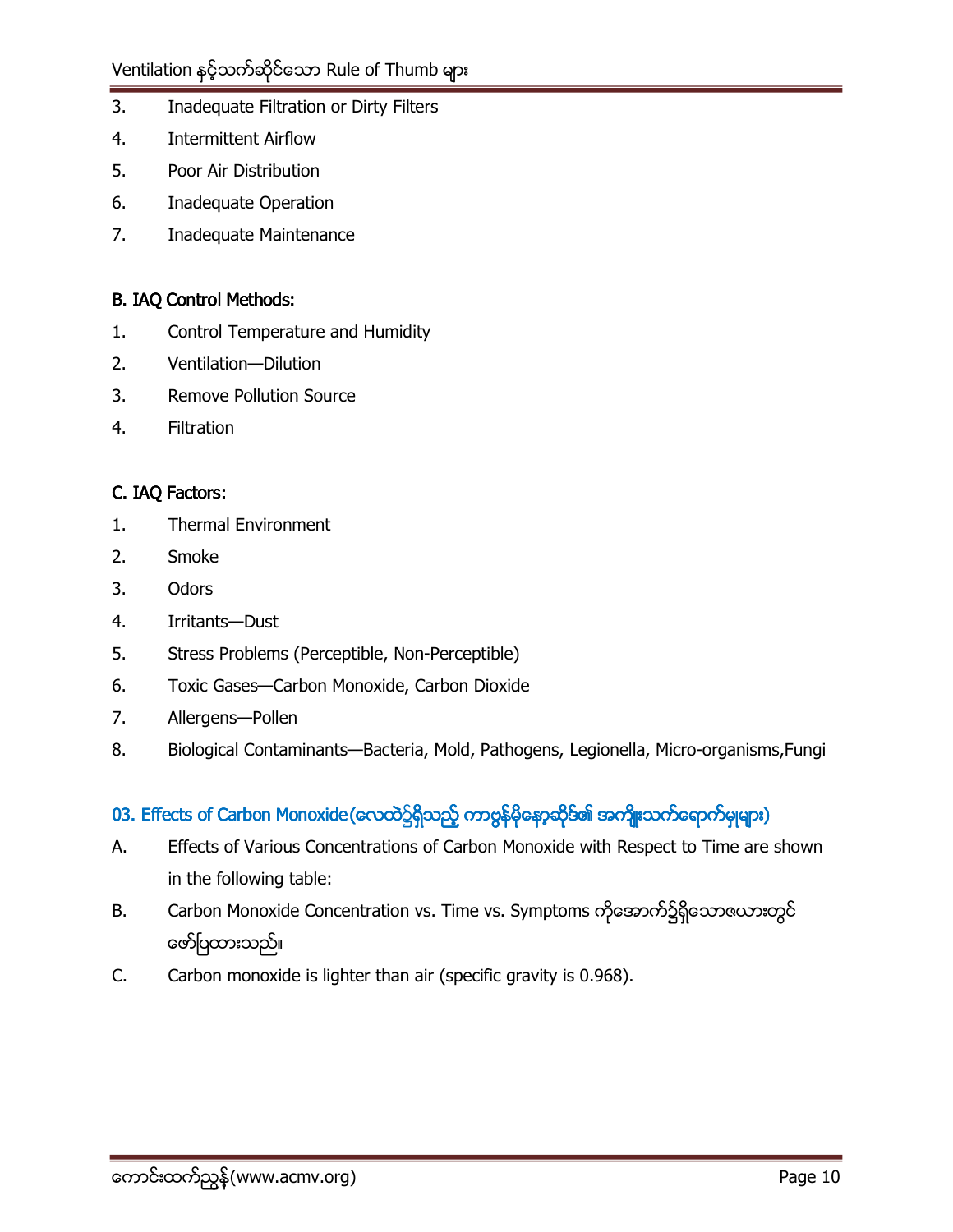3. Inadequate Filtration or Dirty Filters
4. Intermittent Airflow
5. Poor Air Distribution
6. Inadequate Operation
7. Inadequate Maintenance

B. IAQ Control Methods:

1. Control Temperature and Humidity
2. Ventilation—Dilution
3. Remove Pollution Source
4. Filtration

C. IAQ Factors:

1. Thermal Environment
2. Smoke
3. Odors
4. Irritants—Dust
5. Stress Problems (Perceptible, Non-Perceptible)
6. Toxic Gases—Carbon Monoxide, Carbon Dioxide
7. Allergens—Pollen
8. Biological Contaminants—Bacteria, Mold, Pathogens, Legionella, Micro-organisms,Fungi

## 03. Effects of Carbon Monoxide (လေထဲ၌ရှိသည့် ကာဗွန်မိုနော့ဆိုဒ်၏ အကျိုးသက်ရောက်မှုများ)

A. Effects of Various Concentrations of Carbon Monoxide with Respect to Time are shown in the following table:

B. Carbon Monoxide Concentration vs. Time vs. Symptoms ကိုအောက်၌ရှိသောဇယားတွင် ဖော်ပြထားသည်။

C. Carbon monoxide is lighter than air (specific gravity is 0.968).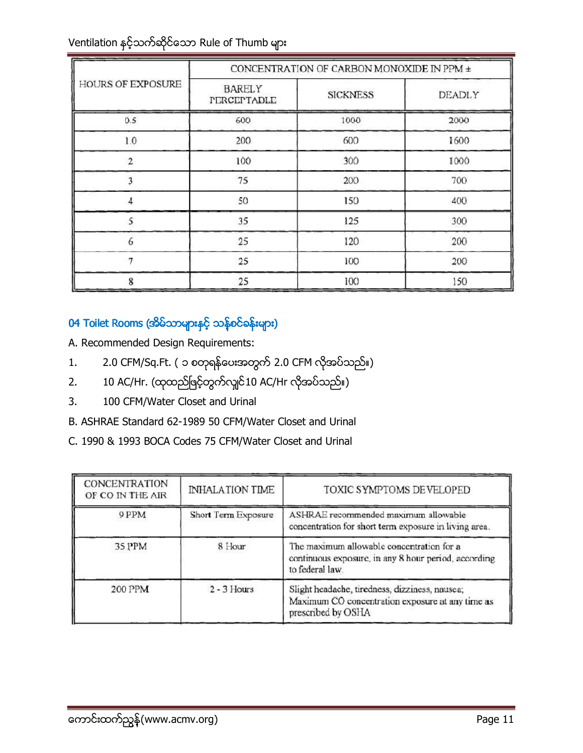| HOURS OF EXPOSURE | CONCENTRATION OF CARBON MONOXIDE IN PPM ± | | |
|---|---|---|---|
| | BARELY PERCEPTABLE | SICKNESS | DEADLY |
| 0.5 | 600 | 1000 | 2000 |
| 1.0 | 200 | 600 | 1600 |
| 2 | 100 | 300 | 1000 |
| 3 | 75 | 200 | 700 |
| 4 | 50 | 150 | 400 |
| 5 | 35 | 125 | 300 |
| 6 | 25 | 120 | 200 |
| 7 | 25 | 100 | 200 |
| 8 | 25 | 100 | 150 |

## 04 Toilet Rooms (အိမ်သာများနှင့် သန့်စင်ခန်းများ)

A. Recommended Design Requirements:

1. 2.0 CFM/Sq.Ft. ( ၁ စတုရန်းပေအတွက် 2.0 CFM လိုအပ်သည်။)
2. 10 AC/Hr. (ထုထည်ဖြင့်တွက်လျှင်10 AC/Hr လိုအပ်သည်။)
3. 100 CFM/Water Closet and Urinal

B. ASHRAE Standard 62-1989 50 CFM/Water Closet and Urinal

C. 1990 & 1993 BOCA Codes 75 CFM/Water Closet and Urinal

| CONCENTRATION OF CO IN THE AIR | INHALATION TIME | TOXIC SYMPTOMS DEVELOPED |
|---|---|---|
| 9 PPM | Short Term Exposure | ASHRAE recommended maximum allowable concentration for short term exposure in living area. |
| 35 PPM | 8 Hour | The maximum allowable concentration for a continuous exposure, in any 8 hour period, according to federal law. |
| 200 PPM | 2 - 3 Hours | Slight headache, tiredness, dizziness, nausea; Maximum CO concentration exposure at any time as prescribed by OSHA |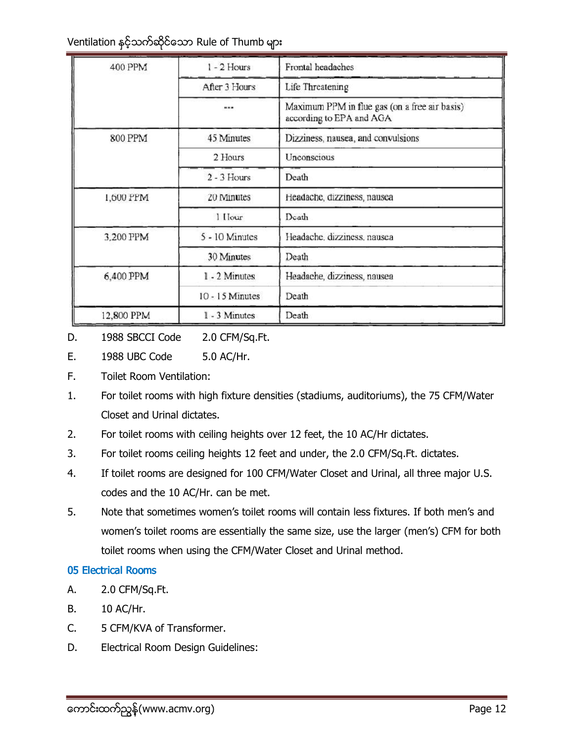| | | |
|---|---|---|
| 400 PPM | 1 - 2 Hours | Frontal headaches |
| | After 3 Hours | Life Threatening |
| | --- | Maximum PPM in flue gas (on a free air basis) according to EPA and AGA |
| 800 PPM | 45 Minutes | Dizziness, nausea, and convulsions |
| | 2 Hours | Unconscious |
| | 2 - 3 Hours | Death |
| 1,600 PPM | 20 Minutes | Headache, dizziness, nausea |
| | 1 Hour | Death |
| 3,200 PPM | 5 - 10 Minutes | Headache, dizziness, nausea |
| | 30 Minutes | Death |
| 6,400 PPM | 1 - 2 Minutes | Headache, dizziness, nausea |
| | 10 - 15 Minutes | Death |
| 12,800 PPM | 1 - 3 Minutes | Death |

D. 1988 SBCCI Code 2.0 CFM/Sq.Ft.

E. 1988 UBC Code 5.0 AC/Hr.

F. Toilet Room Ventilation:

1. For toilet rooms with high fixture densities (stadiums, auditoriums), the 75 CFM/Water Closet and Urinal dictates.
2. For toilet rooms with ceiling heights over 12 feet, the 10 AC/Hr dictates.
3. For toilet rooms ceiling heights 12 feet and under, the 2.0 CFM/Sq.Ft. dictates.
4. If toilet rooms are designed for 100 CFM/Water Closet and Urinal, all three major U.S. codes and the 10 AC/Hr. can be met.
5. Note that sometimes women's toilet rooms will contain less fixtures. If both men's and women's toilet rooms are essentially the same size, use the larger (men's) CFM for both toilet rooms when using the CFM/Water Closet and Urinal method.

## 05 Electrical Rooms

A. 2.0 CFM/Sq.Ft.

B. 10 AC/Hr.

C. 5 CFM/KVA of Transformer.

D. Electrical Room Design Guidelines: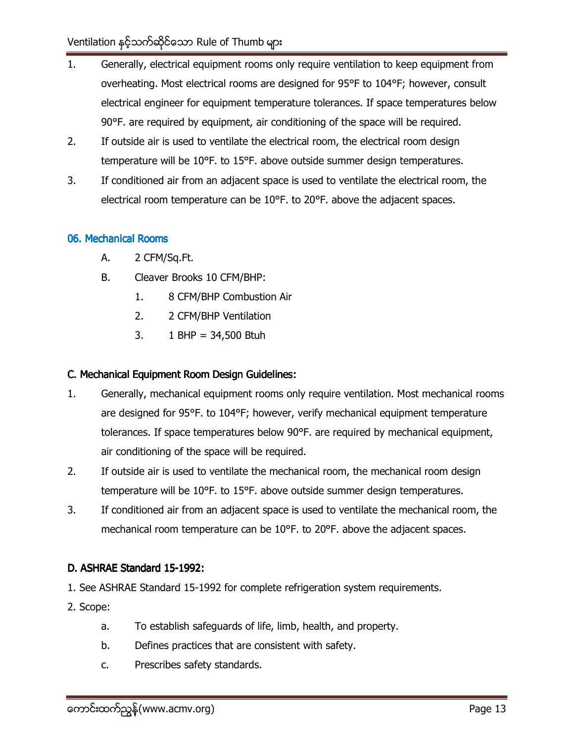1. Generally, electrical equipment rooms only require ventilation to keep equipment from overheating. Most electrical rooms are designed for 95°F to 104°F; however, consult electrical engineer for equipment temperature tolerances. If space temperatures below 90°F. are required by equipment, air conditioning of the space will be required.
2. If outside air is used to ventilate the electrical room, the electrical room design temperature will be 10°F. to 15°F. above outside summer design temperatures.
3. If conditioned air from an adjacent space is used to ventilate the electrical room, the electrical room temperature can be 10°F. to 20°F. above the adjacent spaces.

### 06. Mechanical Rooms

A. 2 CFM/Sq.Ft.

B. Cleaver Brooks 10 CFM/BHP:

   1. 8 CFM/BHP Combustion Air
   2. 2 CFM/BHP Ventilation
   3. 1 BHP = 34,500 Btuh

### C. Mechanical Equipment Room Design Guidelines:

1. Generally, mechanical equipment rooms only require ventilation. Most mechanical rooms are designed for 95°F. to 104°F; however, verify mechanical equipment temperature tolerances. If space temperatures below 90°F. are required by mechanical equipment, air conditioning of the space will be required.
2. If outside air is used to ventilate the mechanical room, the mechanical room design temperature will be 10°F. to 15°F. above outside summer design temperatures.
3. If conditioned air from an adjacent space is used to ventilate the mechanical room, the mechanical room temperature can be 10°F. to 20°F. above the adjacent spaces.

### D. ASHRAE Standard 15-1992:

1. See ASHRAE Standard 15-1992 for complete refrigeration system requirements.
2. Scope:
   a. To establish safeguards of life, limb, health, and property.
   b. Defines practices that are consistent with safety.
   c. Prescribes safety standards.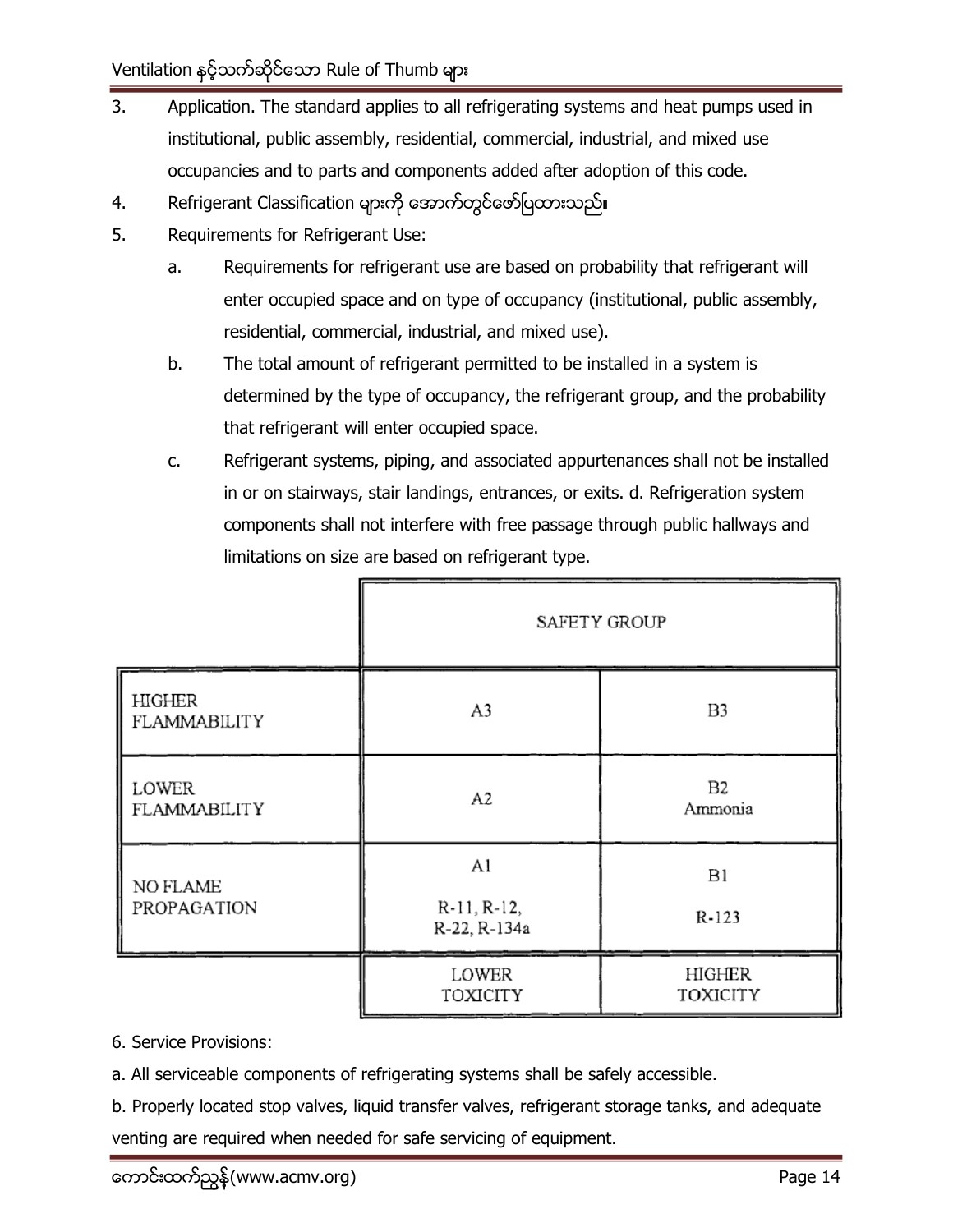3. Application. The standard applies to all refrigerating systems and heat pumps used in institutional, public assembly, residential, commercial, industrial, and mixed use occupancies and to parts and components added after adoption of this code.
4. Refrigerant Classification များကို အောက်တွင်ဖော်ပြထားသည်။
5. Requirements for Refrigerant Use:
   a. Requirements for refrigerant use are based on probability that refrigerant will enter occupied space and on type of occupancy (institutional, public assembly, residential, commercial, industrial, and mixed use).
   b. The total amount of refrigerant permitted to be installed in a system is determined by the type of occupancy, the refrigerant group, and the probability that refrigerant will enter occupied space.
   c. Refrigerant systems, piping, and associated appurtenances shall not be installed in or on stairways, stair landings, entrances, or exits. d. Refrigeration system components shall not interfere with free passage through public hallways and limitations on size are based on refrigerant type.

| | SAFETY GROUP | |
|---|---|---|
| HIGHER FLAMMABILITY | A3 | B3 |
| LOWER FLAMMABILITY | A2 | B2 Ammonia |
| NO FLAME PROPAGATION | A1 R-11, R-12, R-22, R-134a | B1 R-123 |
| | LOWER TOXICITY | HIGHER TOXICITY |

6. Service Provisions:

a. All serviceable components of refrigerating systems shall be safely accessible.

b. Properly located stop valves, liquid transfer valves, refrigerant storage tanks, and adequate venting are required when needed for safe servicing of equipment.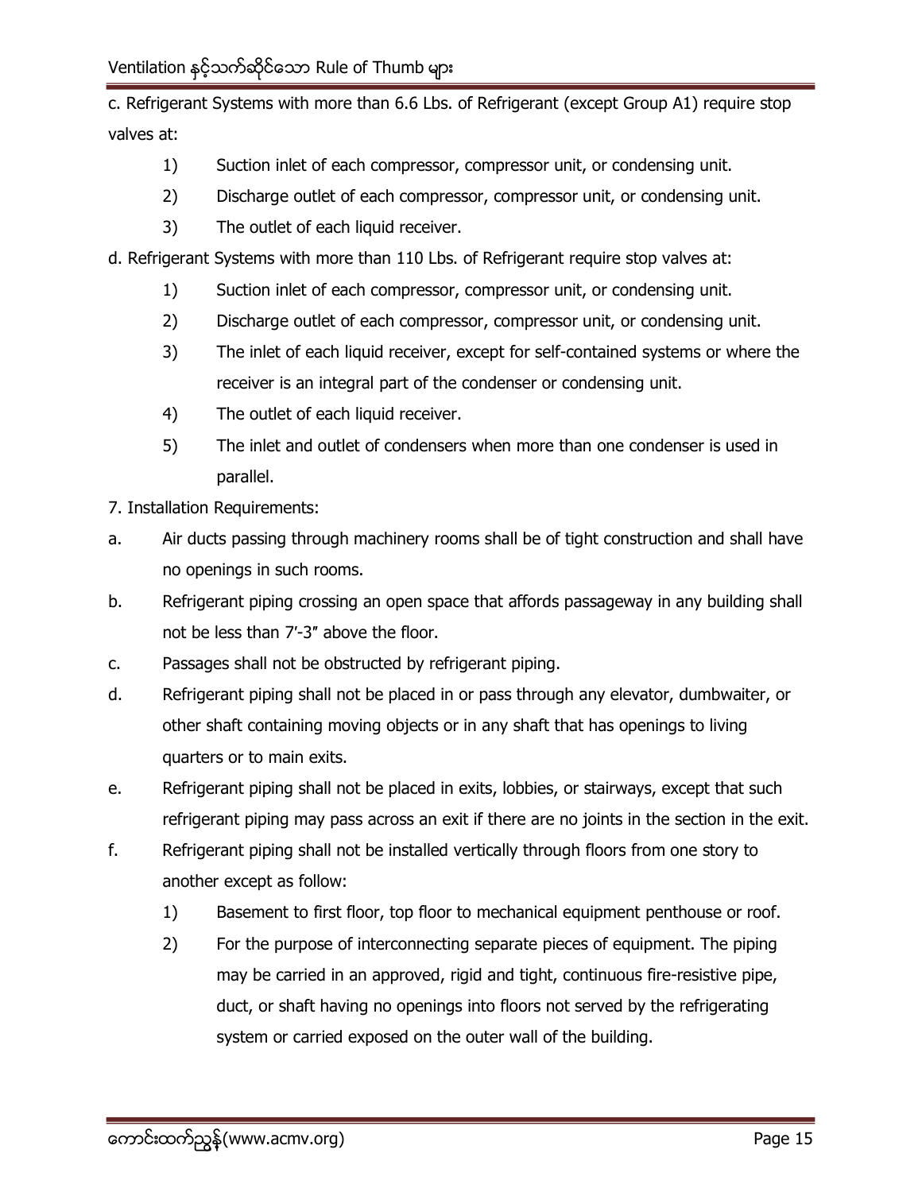c. Refrigerant Systems with more than 6.6 Lbs. of Refrigerant (except Group A1) require stop valves at:

1) Suction inlet of each compressor, compressor unit, or condensing unit.
2) Discharge outlet of each compressor, compressor unit, or condensing unit.
3) The outlet of each liquid receiver.

d. Refrigerant Systems with more than 110 Lbs. of Refrigerant require stop valves at:

1) Suction inlet of each compressor, compressor unit, or condensing unit.
2) Discharge outlet of each compressor, compressor unit, or condensing unit.
3) The inlet of each liquid receiver, except for self-contained systems or where the receiver is an integral part of the condenser or condensing unit.
4) The outlet of each liquid receiver.
5) The inlet and outlet of condensers when more than one condenser is used in parallel.

7. Installation Requirements:

a. Air ducts passing through machinery rooms shall be of tight construction and shall have no openings in such rooms.

b. Refrigerant piping crossing an open space that affords passageway in any building shall not be less than 7′-3″ above the floor.

c. Passages shall not be obstructed by refrigerant piping.

d. Refrigerant piping shall not be placed in or pass through any elevator, dumbwaiter, or other shaft containing moving objects or in any shaft that has openings to living quarters or to main exits.

e. Refrigerant piping shall not be placed in exits, lobbies, or stairways, except that such refrigerant piping may pass across an exit if there are no joints in the section in the exit.

f. Refrigerant piping shall not be installed vertically through floors from one story to another except as follow:

1) Basement to first floor, top floor to mechanical equipment penthouse or roof.
2) For the purpose of interconnecting separate pieces of equipment. The piping may be carried in an approved, rigid and tight, continuous fire-resistive pipe, duct, or shaft having no openings into floors not served by the refrigerating system or carried exposed on the outer wall of the building.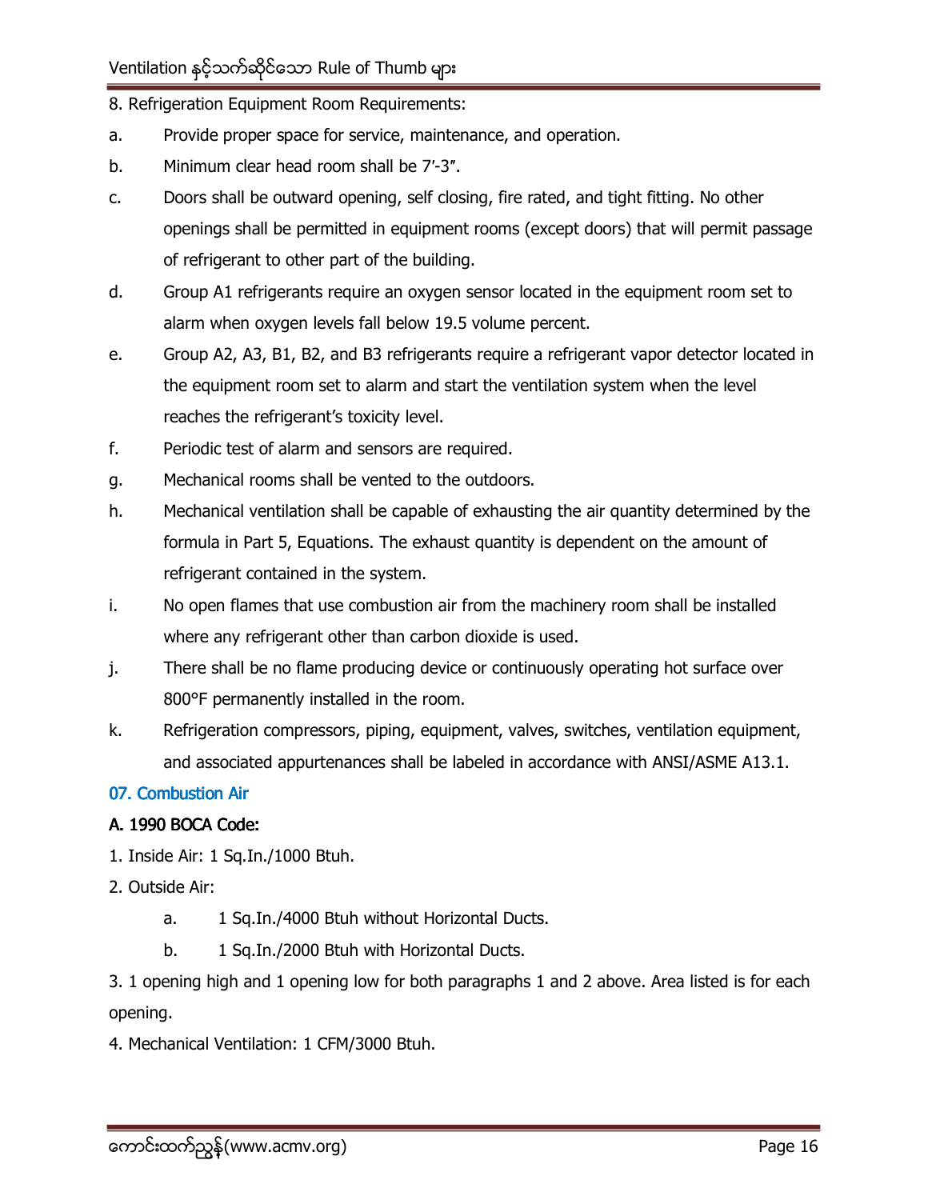8. Refrigeration Equipment Room Requirements:

a. Provide proper space for service, maintenance, and operation.

b. Minimum clear head room shall be 7'-3".

c. Doors shall be outward opening, self closing, fire rated, and tight fitting. No other openings shall be permitted in equipment rooms (except doors) that will permit passage of refrigerant to other part of the building.

d. Group A1 refrigerants require an oxygen sensor located in the equipment room set to alarm when oxygen levels fall below 19.5 volume percent.

e. Group A2, A3, B1, B2, and B3 refrigerants require a refrigerant vapor detector located in the equipment room set to alarm and start the ventilation system when the level reaches the refrigerant's toxicity level.

f. Periodic test of alarm and sensors are required.

g. Mechanical rooms shall be vented to the outdoors.

h. Mechanical ventilation shall be capable of exhausting the air quantity determined by the formula in Part 5, Equations. The exhaust quantity is dependent on the amount of refrigerant contained in the system.

i. No open flames that use combustion air from the machinery room shall be installed where any refrigerant other than carbon dioxide is used.

j. There shall be no flame producing device or continuously operating hot surface over 800°F permanently installed in the room.

k. Refrigeration compressors, piping, equipment, valves, switches, ventilation equipment, and associated appurtenances shall be labeled in accordance with ANSI/ASME A13.1.

## 07. Combustion Air

### A. 1990 BOCA Code:

1. Inside Air: 1 Sq.In./1000 Btuh.

2. Outside Air:

    a. 1 Sq.In./4000 Btuh without Horizontal Ducts.

    b. 1 Sq.In./2000 Btuh with Horizontal Ducts.

3. 1 opening high and 1 opening low for both paragraphs 1 and 2 above. Area listed is for each opening.

4. Mechanical Ventilation: 1 CFM/3000 Btuh.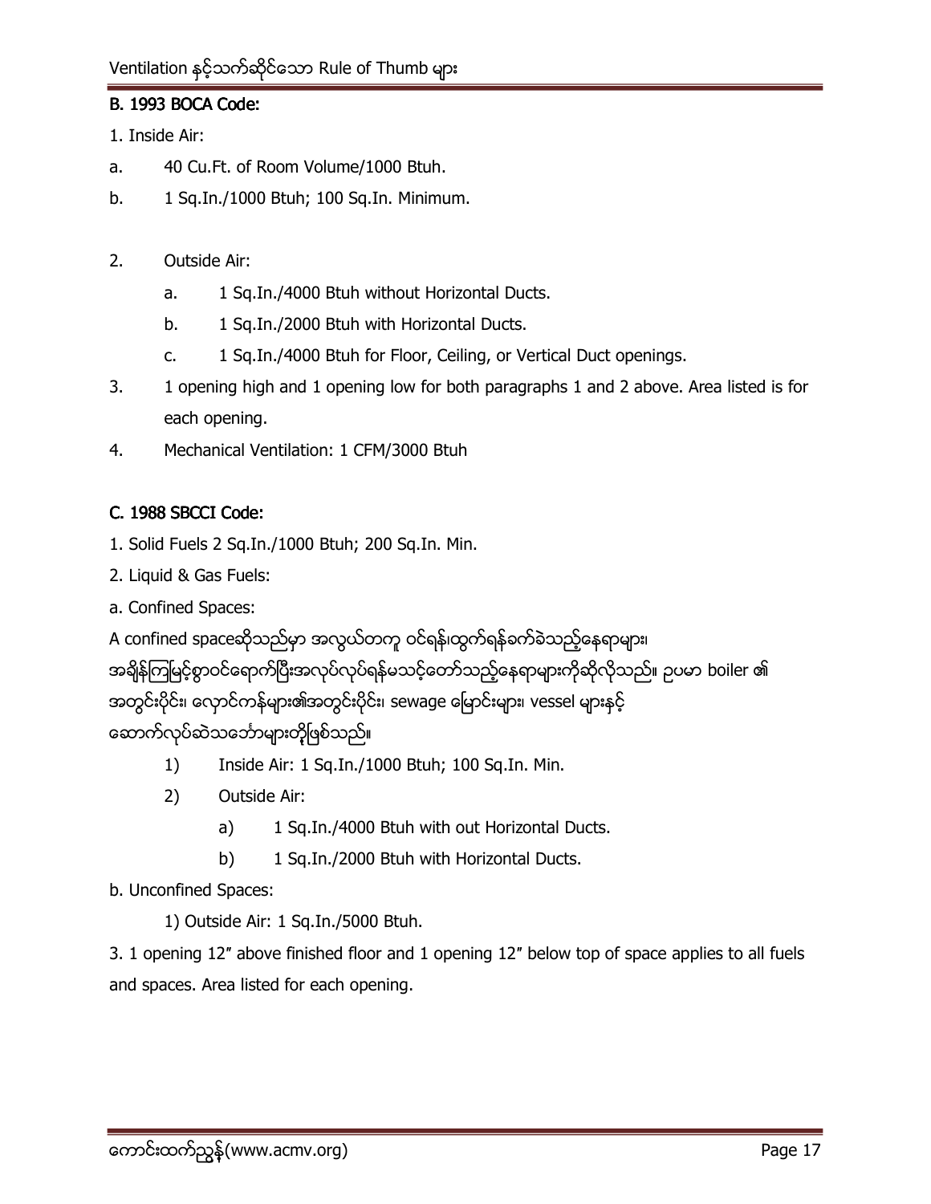**B. 1993 BOCA Code:**

1. Inside Air:

a. 40 Cu.Ft. of Room Volume/1000 Btuh.

b. 1 Sq.In./1000 Btuh; 100 Sq.In. Minimum.

2. Outside Air:
   - a. 1 Sq.In./4000 Btuh without Horizontal Ducts.
   - b. 1 Sq.In./2000 Btuh with Horizontal Ducts.
   - c. 1 Sq.In./4000 Btuh for Floor, Ceiling, or Vertical Duct openings.

3. 1 opening high and 1 opening low for both paragraphs 1 and 2 above. Area listed is for each opening.

4. Mechanical Ventilation: 1 CFM/3000 Btuh

**C. 1988 SBCCI Code:**

1. Solid Fuels 2 Sq.In./1000 Btuh; 200 Sq.In. Min.

2. Liquid & Gas Fuels:

a. Confined Spaces:

A confined spaceဆိုသည်မှာ အလွယ်တကူ ဝင်ရန်၊ထွက်ရန်ခက်ခဲသည့်နေရာများ၊ အချိန်ကြာမြင့်စွာဝင်ရောက်ပြီးအလုပ်လုပ်ရန်မသင့်တော်သည့်နေရာများကိုဆိုလိုသည်။ ဥပမာ boiler ၏ အတွင်းပိုင်း၊ လှောင်ကန်များ၏အတွင်းပိုင်း၊ sewage မြောင်းများ၊ vessel များနှင့် ဆောက်လုပ်ဆဲသင်္ဘောများတို့ဖြစ်သည်။

1) Inside Air: 1 Sq.In./1000 Btuh; 100 Sq.In. Min.

2) Outside Air:
   - a) 1 Sq.In./4000 Btuh with out Horizontal Ducts.
   - b) 1 Sq.In./2000 Btuh with Horizontal Ducts.

b. Unconfined Spaces:

1) Outside Air: 1 Sq.In./5000 Btuh.

3. 1 opening 12" above finished floor and 1 opening 12" below top of space applies to all fuels and spaces. Area listed for each opening.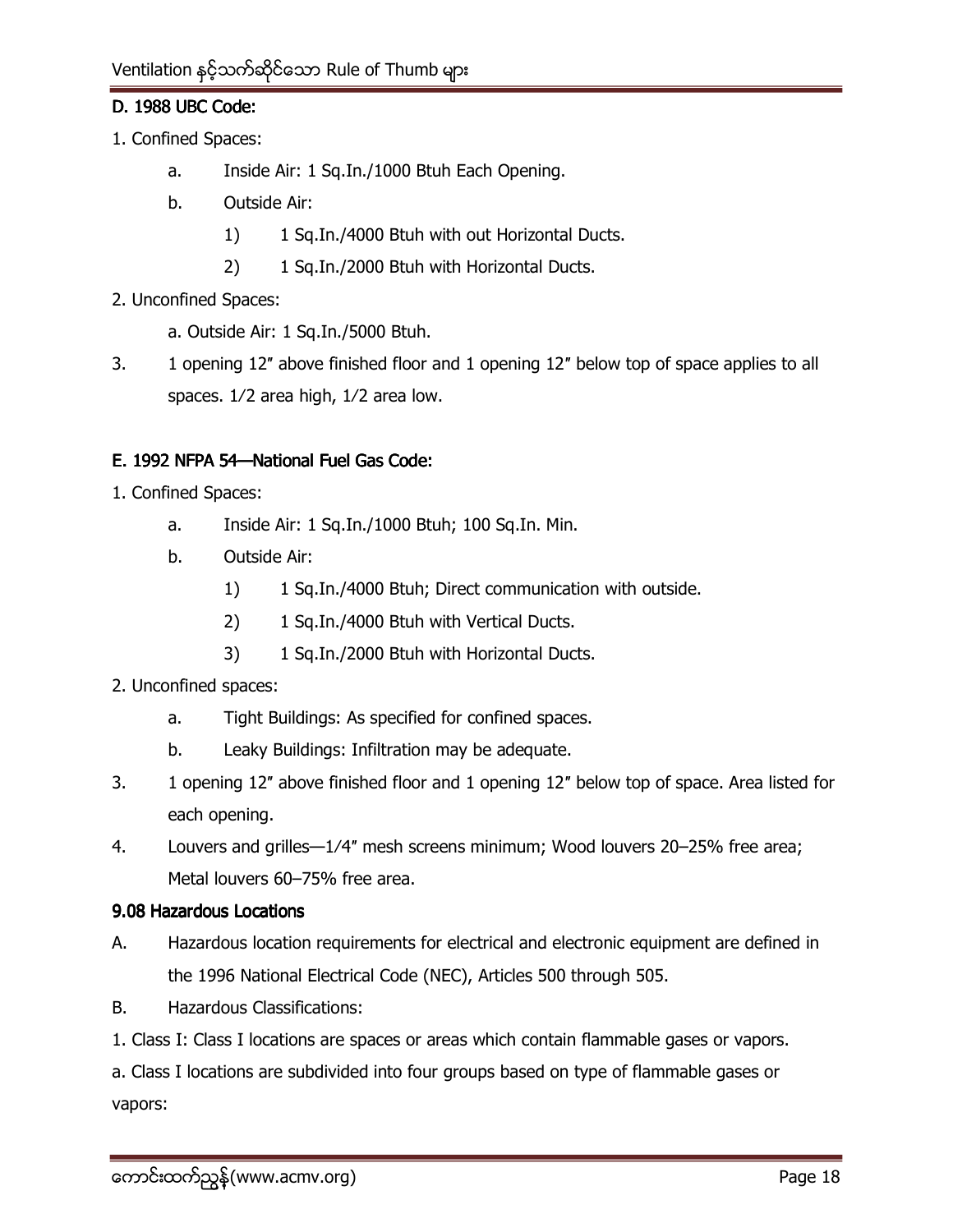## D. 1988 UBC Code:

1. Confined Spaces:
   - a. Inside Air: 1 Sq.In./1000 Btuh Each Opening.
   - b. Outside Air:
     - 1) 1 Sq.In./4000 Btuh with out Horizontal Ducts.
     - 2) 1 Sq.In./2000 Btuh with Horizontal Ducts.
2. Unconfined Spaces:
   - a. Outside Air: 1 Sq.In./5000 Btuh.
3. 1 opening 12″ above finished floor and 1 opening 12″ below top of space applies to all spaces. 1⁄2 area high, 1⁄2 area low.

## E. 1992 NFPA 54—National Fuel Gas Code:

1. Confined Spaces:
   - a. Inside Air: 1 Sq.In./1000 Btuh; 100 Sq.In. Min.
   - b. Outside Air:
     - 1) 1 Sq.In./4000 Btuh; Direct communication with outside.
     - 2) 1 Sq.In./4000 Btuh with Vertical Ducts.
     - 3) 1 Sq.In./2000 Btuh with Horizontal Ducts.
2. Unconfined spaces:
   - a. Tight Buildings: As specified for confined spaces.
   - b. Leaky Buildings: Infiltration may be adequate.
3. 1 opening 12″ above finished floor and 1 opening 12″ below top of space. Area listed for each opening.
4. Louvers and grilles—1⁄4″ mesh screens minimum; Wood louvers 20–25% free area; Metal louvers 60–75% free area.

## 9.08 Hazardous Locations

A. Hazardous location requirements for electrical and electronic equipment are defined in the 1996 National Electrical Code (NEC), Articles 500 through 505.

B. Hazardous Classifications:

1. Class I: Class I locations are spaces or areas which contain flammable gases or vapors.

a. Class I locations are subdivided into four groups based on type of flammable gases or vapors: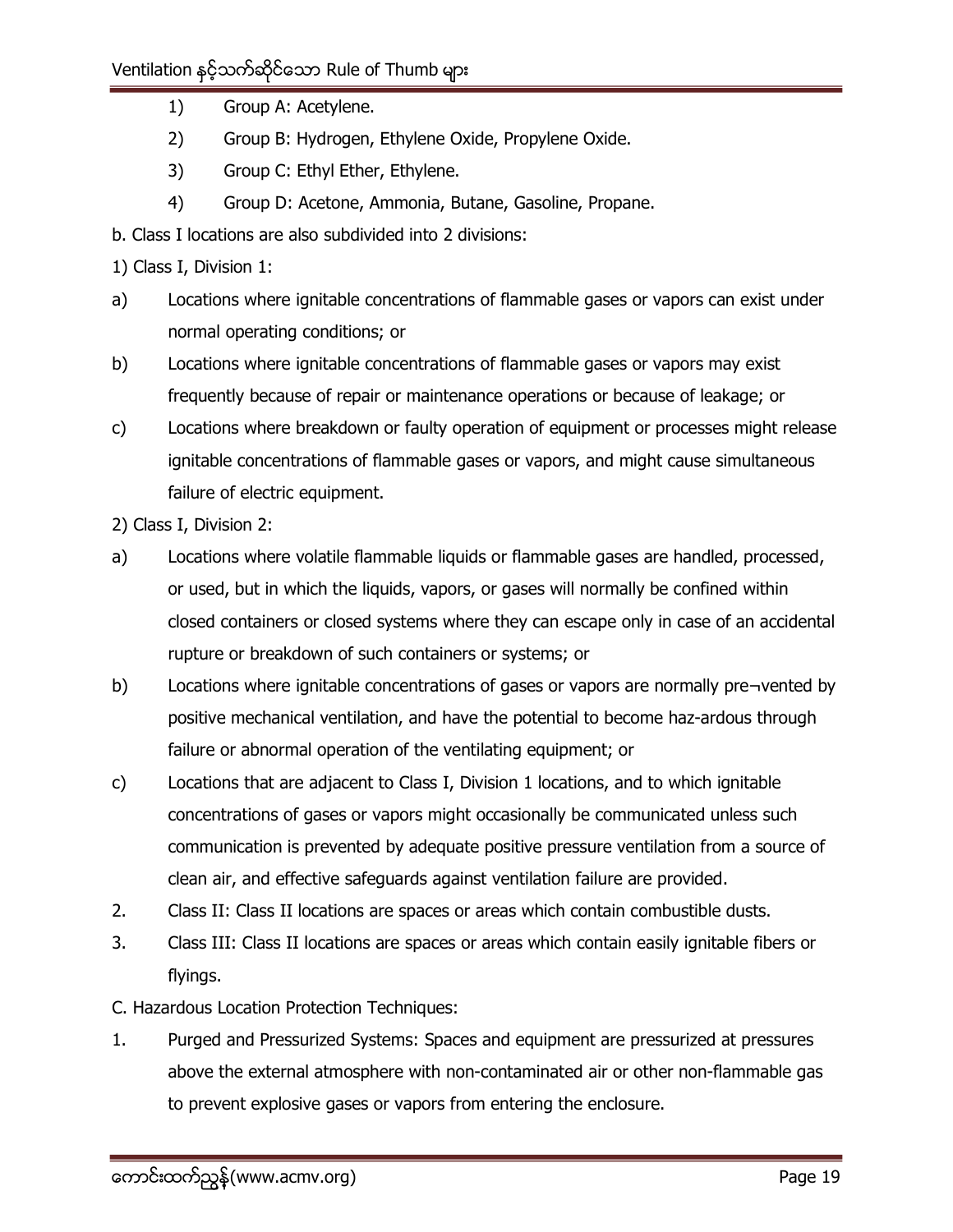1) Group A: Acetylene.

2) Group B: Hydrogen, Ethylene Oxide, Propylene Oxide.

3) Group C: Ethyl Ether, Ethylene.

4) Group D: Acetone, Ammonia, Butane, Gasoline, Propane.

b. Class I locations are also subdivided into 2 divisions:

1) Class I, Division 1:

a) Locations where ignitable concentrations of flammable gases or vapors can exist under normal operating conditions; or

b) Locations where ignitable concentrations of flammable gases or vapors may exist frequently because of repair or maintenance operations or because of leakage; or

c) Locations where breakdown or faulty operation of equipment or processes might release ignitable concentrations of flammable gases or vapors, and might cause simultaneous failure of electric equipment.

2) Class I, Division 2:

a) Locations where volatile flammable liquids or flammable gases are handled, processed, or used, but in which the liquids, vapors, or gases will normally be confined within closed containers or closed systems where they can escape only in case of an accidental rupture or breakdown of such containers or systems; or

b) Locations where ignitable concentrations of gases or vapors are normally pre¬vented by positive mechanical ventilation, and have the potential to become haz-ardous through failure or abnormal operation of the ventilating equipment; or

c) Locations that are adjacent to Class I, Division 1 locations, and to which ignitable concentrations of gases or vapors might occasionally be communicated unless such communication is prevented by adequate positive pressure ventilation from a source of clean air, and effective safeguards against ventilation failure are provided.

2. Class II: Class II locations are spaces or areas which contain combustible dusts.

3. Class III: Class II locations are spaces or areas which contain easily ignitable fibers or flyings.

C. Hazardous Location Protection Techniques:

1. Purged and Pressurized Systems: Spaces and equipment are pressurized at pressures above the external atmosphere with non-contaminated air or other non-flammable gas to prevent explosive gases or vapors from entering the enclosure.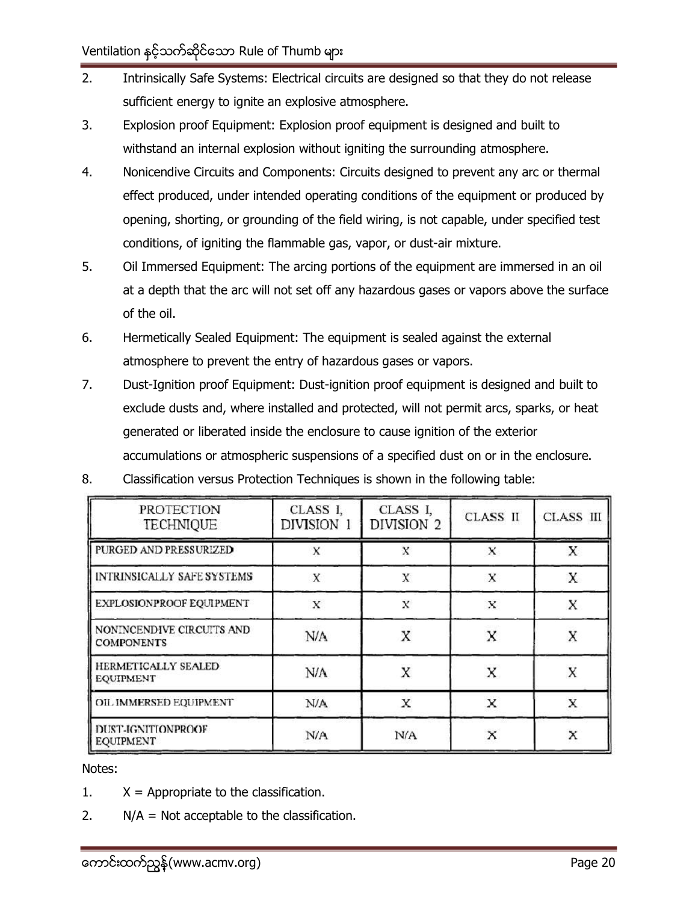2. Intrinsically Safe Systems: Electrical circuits are designed so that they do not release sufficient energy to ignite an explosive atmosphere.
3. Explosion proof Equipment: Explosion proof equipment is designed and built to withstand an internal explosion without igniting the surrounding atmosphere.
4. Nonicendive Circuits and Components: Circuits designed to prevent any arc or thermal effect produced, under intended operating conditions of the equipment or produced by opening, shorting, or grounding of the field wiring, is not capable, under specified test conditions, of igniting the flammable gas, vapor, or dust-air mixture.
5. Oil Immersed Equipment: The arcing portions of the equipment are immersed in an oil at a depth that the arc will not set off any hazardous gases or vapors above the surface of the oil.
6. Hermetically Sealed Equipment: The equipment is sealed against the external atmosphere to prevent the entry of hazardous gases or vapors.
7. Dust-Ignition proof Equipment: Dust-ignition proof equipment is designed and built to exclude dusts and, where installed and protected, will not permit arcs, sparks, or heat generated or liberated inside the enclosure to cause ignition of the exterior accumulations or atmospheric suspensions of a specified dust on or in the enclosure.
8. Classification versus Protection Techniques is shown in the following table:

| PROTECTION TECHNIQUE | CLASS I, DIVISION 1 | CLASS I, DIVISION 2 | CLASS II | CLASS III |
|---|---|---|---|---|
| PURGED AND PRESSURIZED | X | X | X | X |
| INTRINSICALLY SAFE SYSTEMS | X | X | X | X |
| EXPLOSIONPROOF EQUIPMENT | X | X | X | X |
| NONINCENDIVE CIRCUITS AND COMPONENTS | N/A | X | X | X |
| HERMETICALLY SEALED EQUIPMENT | N/A | X | X | X |
| OIL IMMERSED EQUIPMENT | N/A | X | X | X |
| DUST-IGNITIONPROOF EQUIPMENT | N/A | N/A | X | X |

Notes:

1. X = Appropriate to the classification.
2. N/A = Not acceptable to the classification.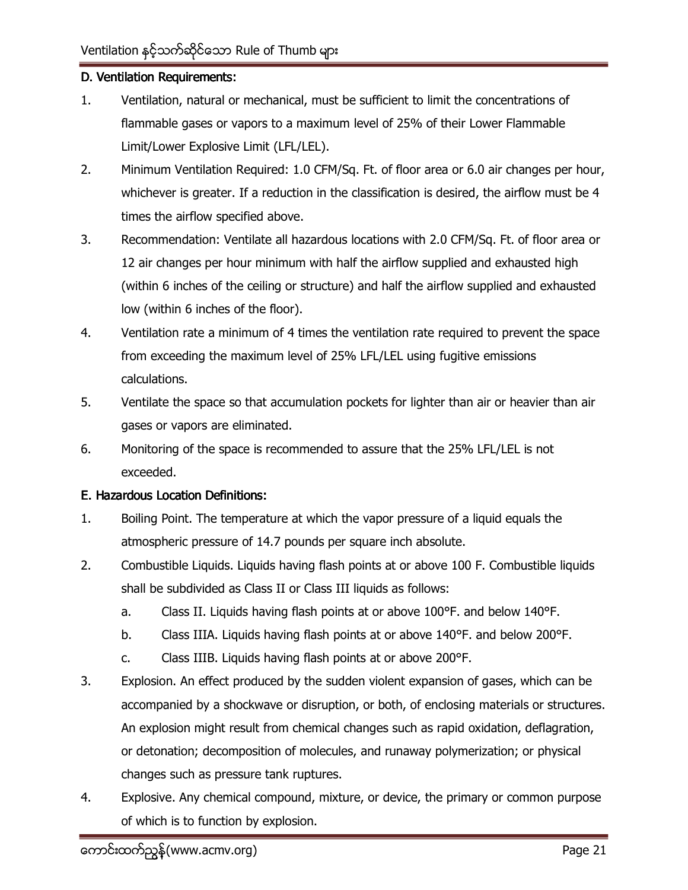### D. Ventilation Requirements:

1. Ventilation, natural or mechanical, must be sufficient to limit the concentrations of flammable gases or vapors to a maximum level of 25% of their Lower Flammable Limit/Lower Explosive Limit (LFL/LEL).
2. Minimum Ventilation Required: 1.0 CFM/Sq. Ft. of floor area or 6.0 air changes per hour, whichever is greater. If a reduction in the classification is desired, the airflow must be 4 times the airflow specified above.
3. Recommendation: Ventilate all hazardous locations with 2.0 CFM/Sq. Ft. of floor area or 12 air changes per hour minimum with half the airflow supplied and exhausted high (within 6 inches of the ceiling or structure) and half the airflow supplied and exhausted low (within 6 inches of the floor).
4. Ventilation rate a minimum of 4 times the ventilation rate required to prevent the space from exceeding the maximum level of 25% LFL/LEL using fugitive emissions calculations.
5. Ventilate the space so that accumulation pockets for lighter than air or heavier than air gases or vapors are eliminated.
6. Monitoring of the space is recommended to assure that the 25% LFL/LEL is not exceeded.

### E. Hazardous Location Definitions:

1. Boiling Point. The temperature at which the vapor pressure of a liquid equals the atmospheric pressure of 14.7 pounds per square inch absolute.
2. Combustible Liquids. Liquids having flash points at or above 100 F. Combustible liquids shall be subdivided as Class II or Class III liquids as follows:
   a. Class II. Liquids having flash points at or above 100°F. and below 140°F.
   b. Class IIIA. Liquids having flash points at or above 140°F. and below 200°F.
   c. Class IIIB. Liquids having flash points at or above 200°F.
3. Explosion. An effect produced by the sudden violent expansion of gases, which can be accompanied by a shockwave or disruption, or both, of enclosing materials or structures. An explosion might result from chemical changes such as rapid oxidation, deflagration, or detonation; decomposition of molecules, and runaway polymerization; or physical changes such as pressure tank ruptures.
4. Explosive. Any chemical compound, mixture, or device, the primary or common purpose of which is to function by explosion.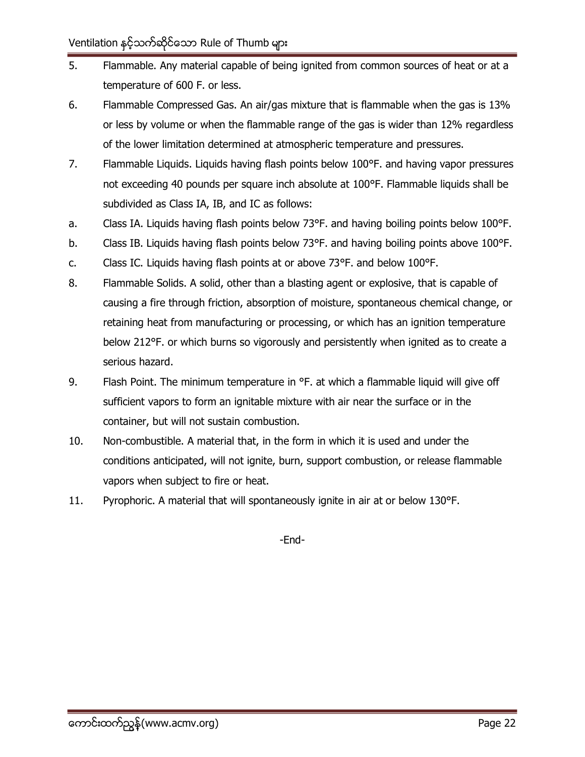5. Flammable. Any material capable of being ignited from common sources of heat or at a temperature of 600 F. or less.
6. Flammable Compressed Gas. An air/gas mixture that is flammable when the gas is 13% or less by volume or when the flammable range of the gas is wider than 12% regardless of the lower limitation determined at atmospheric temperature and pressures.
7. Flammable Liquids. Liquids having flash points below 100°F. and having vapor pressures not exceeding 40 pounds per square inch absolute at 100°F. Flammable liquids shall be subdivided as Class IA, IB, and IC as follows:

a. Class IA. Liquids having flash points below 73°F. and having boiling points below 100°F.

b. Class IB. Liquids having flash points below 73°F. and having boiling points above 100°F.

c. Class IC. Liquids having flash points at or above 73°F. and below 100°F.

8. Flammable Solids. A solid, other than a blasting agent or explosive, that is capable of causing a fire through friction, absorption of moisture, spontaneous chemical change, or retaining heat from manufacturing or processing, or which has an ignition temperature below 212°F. or which burns so vigorously and persistently when ignited as to create a serious hazard.
9. Flash Point. The minimum temperature in °F. at which a flammable liquid will give off sufficient vapors to form an ignitable mixture with air near the surface or in the container, but will not sustain combustion.
10. Non-combustible. A material that, in the form in which it is used and under the conditions anticipated, will not ignite, burn, support combustion, or release flammable vapors when subject to fire or heat.
11. Pyrophoric. A material that will spontaneously ignite in air at or below 130°F.

-End-